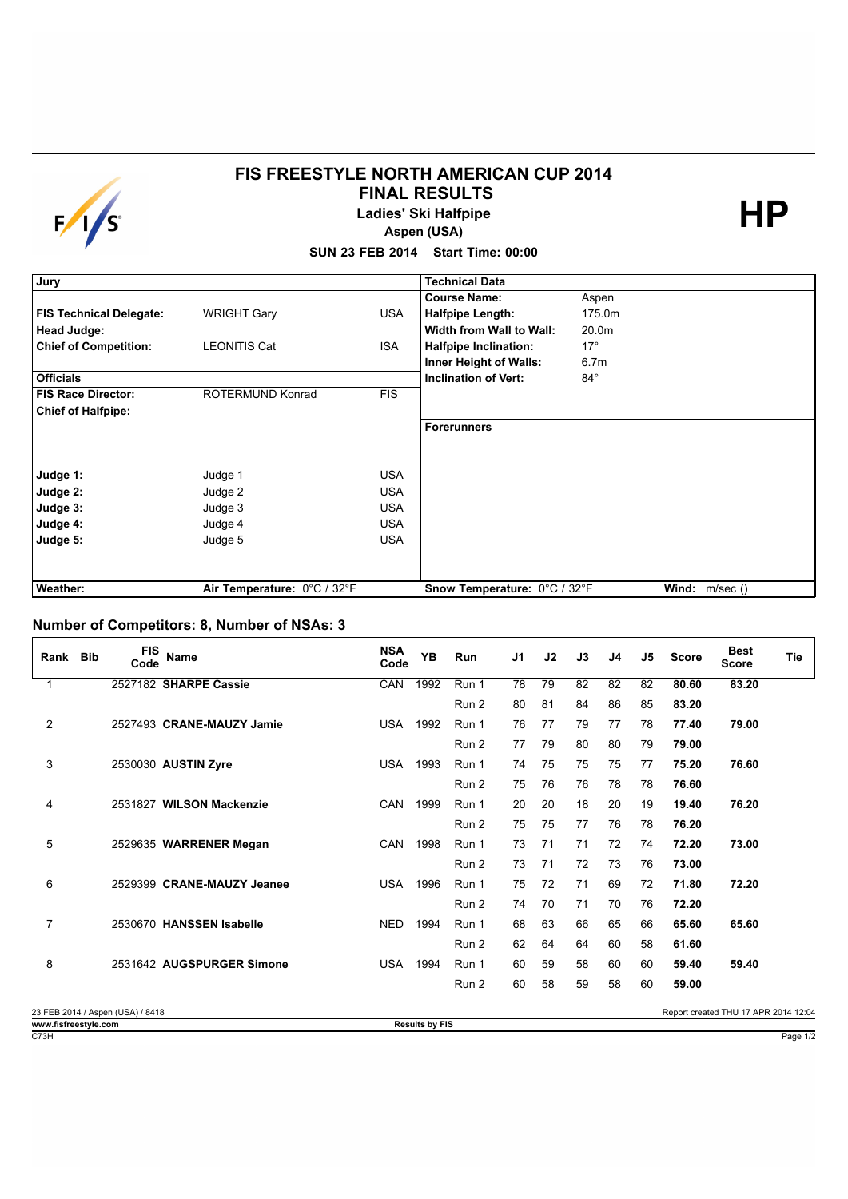# FIS FREESTYLE NORTH AMERICAN CUP 2014

## FINAL RESULTS

### Ladies' Ski Halfpipe

**Aspen (USA)**

**SUN 23 FEB 2014 Start Time: 00:00**

**HP**

| Jury | | | Technical Data | |
|---|---|---|---|---|
| | | | **Course Name:** | Aspen |
| **FIS Technical Delegate:** | WRIGHT Gary | USA | **Halfpipe Length:** | 175.0m |
| **Head Judge:** | | | **Width from Wall to Wall:** | 20.0m |
| **Chief of Competition:** | LEONITIS Cat | ISA | **Halfpipe Inclination:** | 17° |
| | | | **Inner Height of Walls:** | 6.7m |
| **Officials** | | | **Inclination of Vert:** | 84° |
| **FIS Race Director:** | ROTERMUND Konrad | FIS | | |
| **Chief of Halfpipe:** | | | | |
| | | | **Forerunners** | |
| **Judge 1:** | Judge 1 | USA | | |
| **Judge 2:** | Judge 2 | USA | | |
| **Judge 3:** | Judge 3 | USA | | |
| **Judge 4:** | Judge 4 | USA | | |
| **Judge 5:** | Judge 5 | USA | | |
| **Weather:** | **Air Temperature:** 0°C / 32°F | | **Snow Temperature:** 0°C / 32°F | **Wind:** m/sec () |

## Number of Competitors: 8, Number of NSAs: 3

| Rank | Bib | FIS Code | Name | NSA Code | YB | Run | J1 | J2 | J3 | J4 | J5 | Score | Best Score | Tie |
|---|---|---|---|---|---|---|---|---|---|---|---|---|---|---|
| 1 | | 2527182 | **SHARPE Cassie** | CAN | 1992 | Run 1 | 78 | 79 | 82 | 82 | 82 | **80.60** | **83.20** | |
| | | | | | | Run 2 | 80 | 81 | 84 | 86 | 85 | **83.20** | | |
| 2 | | 2527493 | **CRANE-MAUZY Jamie** | USA | 1992 | Run 1 | 76 | 77 | 79 | 77 | 78 | **77.40** | **79.00** | |
| | | | | | | Run 2 | 77 | 79 | 80 | 80 | 79 | **79.00** | | |
| 3 | | 2530030 | **AUSTIN Zyre** | USA | 1993 | Run 1 | 74 | 75 | 75 | 75 | 77 | **75.20** | **76.60** | |
| | | | | | | Run 2 | 75 | 76 | 76 | 78 | 78 | **76.60** | | |
| 4 | | 2531827 | **WILSON Mackenzie** | CAN | 1999 | Run 1 | 20 | 20 | 18 | 20 | 19 | **19.40** | **76.20** | |
| | | | | | | Run 2 | 75 | 75 | 77 | 76 | 78 | **76.20** | | |
| 5 | | 2529635 | **WARRENER Megan** | CAN | 1998 | Run 1 | 73 | 71 | 71 | 72 | 74 | **72.20** | **73.00** | |
| | | | | | | Run 2 | 73 | 71 | 72 | 73 | 76 | **73.00** | | |
| 6 | | 2529399 | **CRANE-MAUZY Jeanee** | USA | 1996 | Run 1 | 75 | 72 | 71 | 69 | 72 | **71.80** | **72.20** | |
| | | | | | | Run 2 | 74 | 70 | 71 | 70 | 76 | **72.20** | | |
| 7 | | 2530670 | **HANSSEN Isabelle** | NED | 1994 | Run 1 | 68 | 63 | 66 | 65 | 66 | **65.60** | **65.60** | |
| | | | | | | Run 2 | 62 | 64 | 64 | 60 | 58 | **61.60** | | |
| 8 | | 2531642 | **AUGSPURGER Simone** | USA | 1994 | Run 1 | 60 | 59 | 58 | 60 | 60 | **59.40** | **59.40** | |
| | | | | | | Run 2 | 60 | 58 | 59 | 58 | 60 | **59.00** | | |

23 FEB 2014 / Aspen (USA) / 8418

Report created THU 17 APR 2014 12:04

**www.fisfreestyle.com** **Results by FIS**

C73H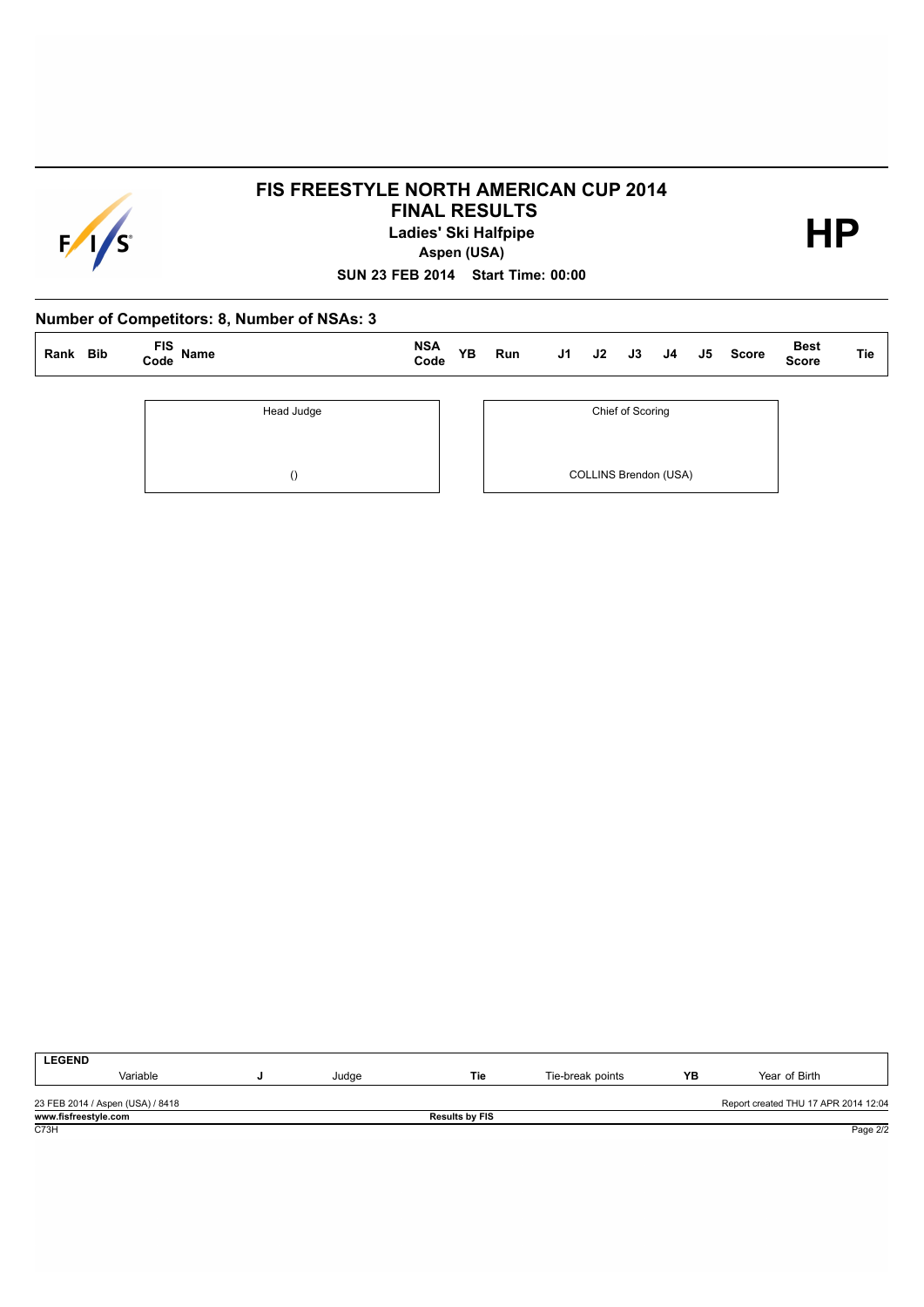# FIS FREESTYLE NORTH AMERICAN CUP 2014

## FINAL RESULTS

**Ladies' Ski Halfpipe**

**Aspen (USA)**

**SUN 23 FEB 2014 Start Time: 00:00**

**HP**

## Number of Competitors: 8, Number of NSAs: 3

| Rank | Bib | FIS Code | Name | NSA Code | YB | Run | J1 | J2 | J3 | J4 | J5 | Score | Best Score | Tie |
|---|---|---|---|---|---|---|---|---|---|---|---|---|---|---|

| Head Judge | Chief of Scoring |
|---|---|
| () | COLLINS Brendon (USA) |

| LEGEND | | | | | | |
|---|---|---|---|---|---|---|
| Variable | J | Judge | Tie | Tie-break points | YB | Year of Birth |

23 FEB 2014 / Aspen (USA) / 8418

Report created THU 17 APR 2014 12:04

www.fisfreestyle.com

Results by FIS

C73H